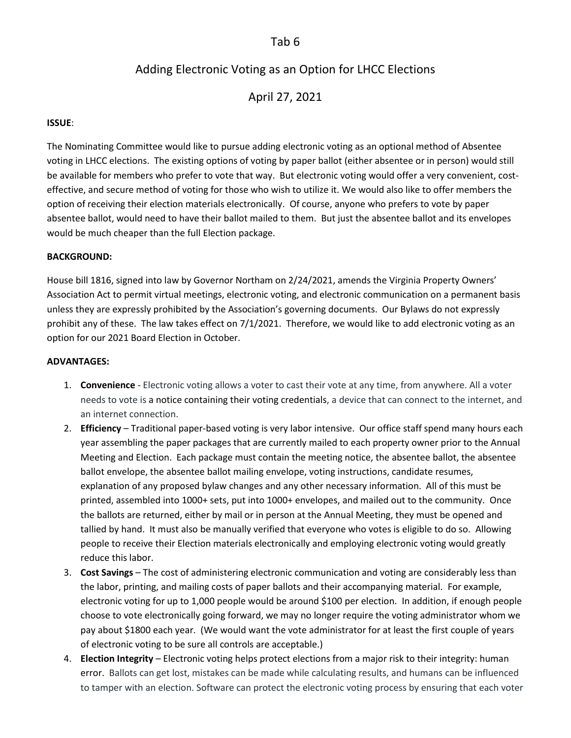Tab 6

# Adding Electronic Voting as an Option for LHCC Elections

April 27, 2021

**ISSUE**:

The Nominating Committee would like to pursue adding electronic voting as an optional method of Absentee voting in LHCC elections. The existing options of voting by paper ballot (either absentee or in person) would still be available for members who prefer to vote that way. But electronic voting would offer a very convenient, cost-effective, and secure method of voting for those who wish to utilize it. We would also like to offer members the option of receiving their election materials electronically. Of course, anyone who prefers to vote by paper absentee ballot, would need to have their ballot mailed to them. But just the absentee ballot and its envelopes would be much cheaper than the full Election package.

**BACKGROUND:**

House bill 1816, signed into law by Governor Northam on 2/24/2021, amends the Virginia Property Owners' Association Act to permit virtual meetings, electronic voting, and electronic communication on a permanent basis unless they are expressly prohibited by the Association's governing documents. Our Bylaws do not expressly prohibit any of these. The law takes effect on 7/1/2021. Therefore, we would like to add electronic voting as an option for our 2021 Board Election in October.

**ADVANTAGES:**

1. **Convenience** - Electronic voting allows a voter to cast their vote at any time, from anywhere. All a voter needs to vote is a notice containing their voting credentials, a device that can connect to the internet, and an internet connection.
2. **Efficiency** – Traditional paper-based voting is very labor intensive. Our office staff spend many hours each year assembling the paper packages that are currently mailed to each property owner prior to the Annual Meeting and Election. Each package must contain the meeting notice, the absentee ballot, the absentee ballot envelope, the absentee ballot mailing envelope, voting instructions, candidate resumes, explanation of any proposed bylaw changes and any other necessary information. All of this must be printed, assembled into 1000+ sets, put into 1000+ envelopes, and mailed out to the community. Once the ballots are returned, either by mail or in person at the Annual Meeting, they must be opened and tallied by hand. It must also be manually verified that everyone who votes is eligible to do so. Allowing people to receive their Election materials electronically and employing electronic voting would greatly reduce this labor.
3. **Cost Savings** – The cost of administering electronic communication and voting are considerably less than the labor, printing, and mailing costs of paper ballots and their accompanying material. For example, electronic voting for up to 1,000 people would be around $100 per election. In addition, if enough people choose to vote electronically going forward, we may no longer require the voting administrator whom we pay about $1800 each year. (We would want the vote administrator for at least the first couple of years of electronic voting to be sure all controls are acceptable.)
4. **Election Integrity** – Electronic voting helps protect elections from a major risk to their integrity: human error. Ballots can get lost, mistakes can be made while calculating results, and humans can be influenced to tamper with an election. Software can protect the electronic voting process by ensuring that each voter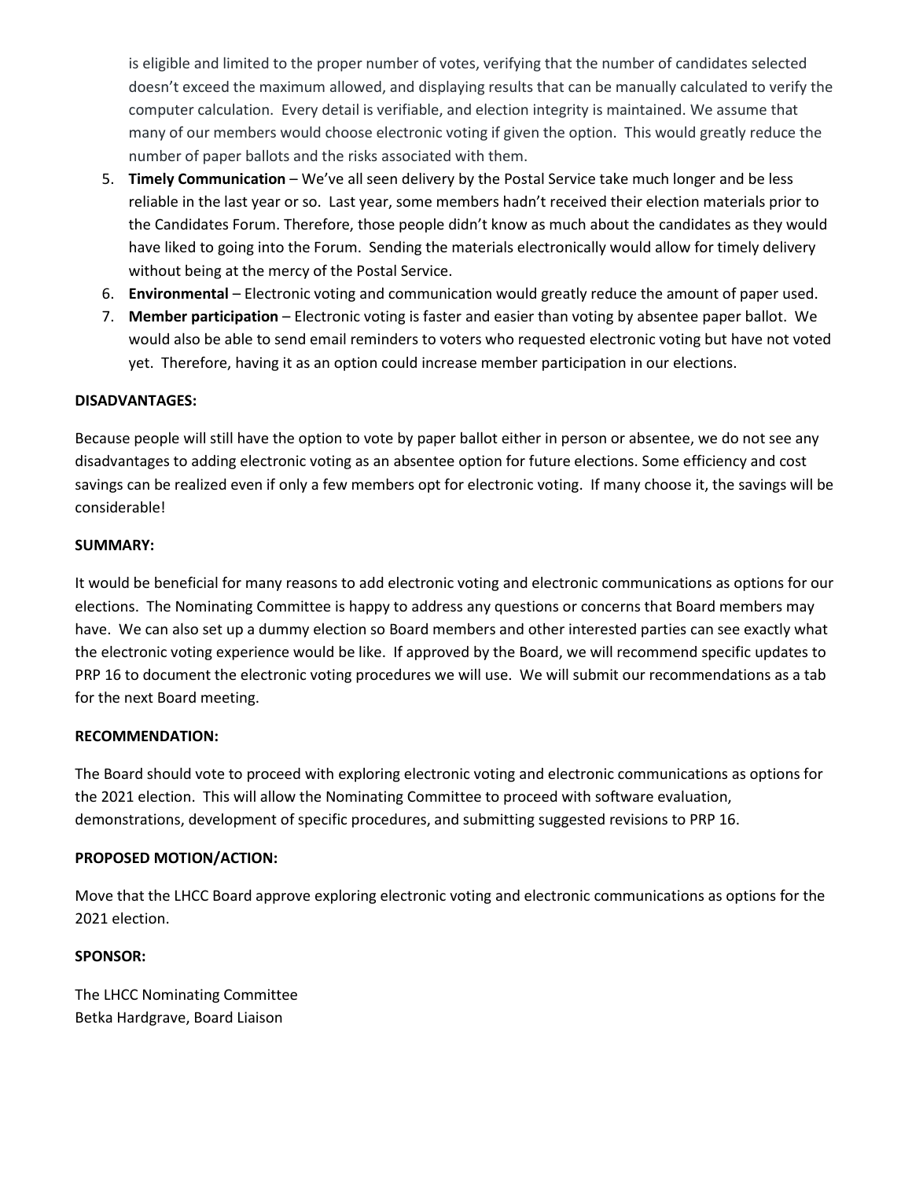is eligible and limited to the proper number of votes, verifying that the number of candidates selected doesn't exceed the maximum allowed, and displaying results that can be manually calculated to verify the computer calculation. Every detail is verifiable, and election integrity is maintained. We assume that many of our members would choose electronic voting if given the option. This would greatly reduce the number of paper ballots and the risks associated with them.

5. **Timely Communication** – We've all seen delivery by the Postal Service take much longer and be less reliable in the last year or so. Last year, some members hadn't received their election materials prior to the Candidates Forum. Therefore, those people didn't know as much about the candidates as they would have liked to going into the Forum. Sending the materials electronically would allow for timely delivery without being at the mercy of the Postal Service.
6. **Environmental** – Electronic voting and communication would greatly reduce the amount of paper used.
7. **Member participation** – Electronic voting is faster and easier than voting by absentee paper ballot. We would also be able to send email reminders to voters who requested electronic voting but have not voted yet. Therefore, having it as an option could increase member participation in our elections.

**DISADVANTAGES:**

Because people will still have the option to vote by paper ballot either in person or absentee, we do not see any disadvantages to adding electronic voting as an absentee option for future elections. Some efficiency and cost savings can be realized even if only a few members opt for electronic voting. If many choose it, the savings will be considerable!

**SUMMARY:**

It would be beneficial for many reasons to add electronic voting and electronic communications as options for our elections. The Nominating Committee is happy to address any questions or concerns that Board members may have. We can also set up a dummy election so Board members and other interested parties can see exactly what the electronic voting experience would be like. If approved by the Board, we will recommend specific updates to PRP 16 to document the electronic voting procedures we will use. We will submit our recommendations as a tab for the next Board meeting.

**RECOMMENDATION:**

The Board should vote to proceed with exploring electronic voting and electronic communications as options for the 2021 election. This will allow the Nominating Committee to proceed with software evaluation, demonstrations, development of specific procedures, and submitting suggested revisions to PRP 16.

**PROPOSED MOTION/ACTION:**

Move that the LHCC Board approve exploring electronic voting and electronic communications as options for the 2021 election.

**SPONSOR:**

The LHCC Nominating Committee
Betka Hardgrave, Board Liaison